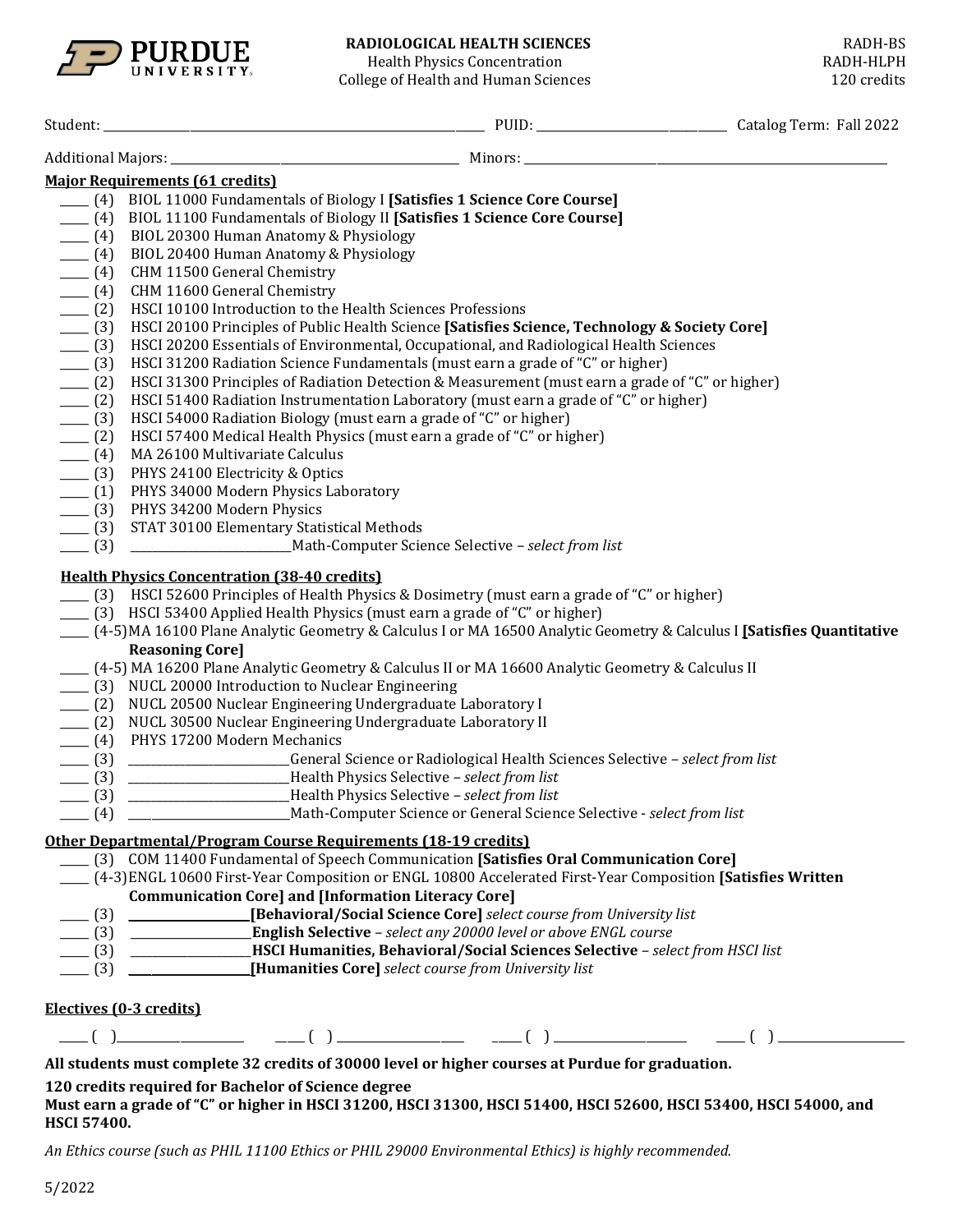**RADIOLOGICAL HEALTH SCIENCES**
Health Physics Concentration
College of Health and Human Sciences

RADH-BS
RADH-HLPH
120 credits

Student: ______________________________ PUID: ______________________ Catalog Term: Fall 2022

Additional Majors: ______________________________ Minors: ______________________________

## Major Requirements (61 credits)

- _____ (4) BIOL 11000 Fundamentals of Biology I **[Satisfies 1 Science Core Course]**
- _____ (4) BIOL 11100 Fundamentals of Biology II **[Satisfies 1 Science Core Course]**
- _____ (4) BIOL 20300 Human Anatomy & Physiology
- _____ (4) BIOL 20400 Human Anatomy & Physiology
- _____ (4) CHM 11500 General Chemistry
- _____ (4) CHM 11600 General Chemistry
- _____ (2) HSCI 10100 Introduction to the Health Sciences Professions
- _____ (3) HSCI 20100 Principles of Public Health Science **[Satisfies Science, Technology & Society Core]**
- _____ (3) HSCI 20200 Essentials of Environmental, Occupational, and Radiological Health Sciences
- _____ (3) HSCI 31200 Radiation Science Fundamentals (must earn a grade of "C" or higher)
- _____ (2) HSCI 31300 Principles of Radiation Detection & Measurement (must earn a grade of "C" or higher)
- _____ (2) HSCI 51400 Radiation Instrumentation Laboratory (must earn a grade of "C" or higher)
- _____ (3) HSCI 54000 Radiation Biology (must earn a grade of "C" or higher)
- _____ (2) HSCI 57400 Medical Health Physics (must earn a grade of "C" or higher)
- _____ (4) MA 26100 Multivariate Calculus
- _____ (3) PHYS 24100 Electricity & Optics
- _____ (1) PHYS 34000 Modern Physics Laboratory
- _____ (3) PHYS 34200 Modern Physics
- _____ (3) STAT 30100 Elementary Statistical Methods
- _____ (3) ____________________ Math-Computer Science Selective – *select from list*

### Health Physics Concentration (38-40 credits)

- _____ (3) HSCI 52600 Principles of Health Physics & Dosimetry (must earn a grade of "C" or higher)
- _____ (3) HSCI 53400 Applied Health Physics (must earn a grade of "C" or higher)
- _____ (4-5) MA 16100 Plane Analytic Geometry & Calculus I or MA 16500 Analytic Geometry & Calculus I **[Satisfies Quantitative Reasoning Core]**
- _____ (4-5) MA 16200 Plane Analytic Geometry & Calculus II or MA 16600 Analytic Geometry & Calculus II
- _____ (3) NUCL 20000 Introduction to Nuclear Engineering
- _____ (2) NUCL 20500 Nuclear Engineering Undergraduate Laboratory I
- _____ (2) NUCL 30500 Nuclear Engineering Undergraduate Laboratory II
- _____ (4) PHYS 17200 Modern Mechanics
- _____ (3) ____________________ General Science or Radiological Health Sciences Selective – *select from list*
- _____ (3) ____________________ Health Physics Selective – *select from list*
- _____ (3) ____________________ Health Physics Selective – *select from list*
- _____ (4) ____________________ Math-Computer Science or General Science Selective - *select from list*

## Other Departmental/Program Course Requirements (18-19 credits)

- _____ (3) COM 11400 Fundamental of Speech Communication **[Satisfies Oral Communication Core]**
- _____ (4-3) ENGL 10600 First-Year Composition or ENGL 10800 Accelerated First-Year Composition **[Satisfies Written Communication Core] and [Information Literacy Core]**
- _____ (3) ____________________ **[Behavioral/Social Science Core]** *select course from University list*
- _____ (3) ____________________ **English Selective** – *select any 20000 level or above ENGL course*
- _____ (3) ____________________ **HSCI Humanities, Behavioral/Social Sciences Selective** – *select from HSCI list*
- _____ (3) ____________________ **[Humanities Core]** *select course from University list*

## Electives (0-3 credits)

_____ ( ) ____________  _____ ( ) ____________  _____ ( ) ____________  _____ ( ) ____________

**All students must complete 32 credits of 30000 level or higher courses at Purdue for graduation.**

**120 credits required for Bachelor of Science degree**

**Must earn a grade of "C" or higher in HSCI 31200, HSCI 31300, HSCI 51400, HSCI 52600, HSCI 53400, HSCI 54000, and HSCI 57400.**

*An Ethics course (such as PHIL 11100 Ethics or PHIL 29000 Environmental Ethics) is highly recommended.*

5/2022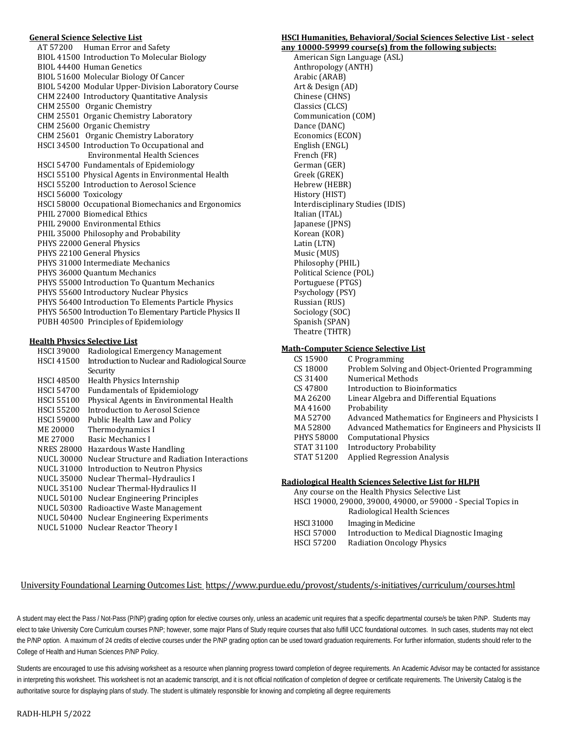### General Science Selective List

- AT 57200 Human Error and Safety
- BIOL 41500 Introduction To Molecular Biology
- BIOL 44400 Human Genetics
- BIOL 51600 Molecular Biology Of Cancer
- BIOL 54200 Modular Upper-Division Laboratory Course
- CHM 22400 Introductory Quantitative Analysis
- CHM 25500 Organic Chemistry
- CHM 25501 Organic Chemistry Laboratory
- CHM 25600 Organic Chemistry
- CHM 25601 Organic Chemistry Laboratory
- HSCI 34500 Introduction To Occupational and Environmental Health Sciences
- HSCI 54700 Fundamentals of Epidemiology
- HSCI 55100 Physical Agents in Environmental Health
- HSCI 55200 Introduction to Aerosol Science
- HSCI 56000 Toxicology
- HSCI 58000 Occupational Biomechanics and Ergonomics
- PHIL 27000 Biomedical Ethics
- PHIL 29000 Environmental Ethics
- PHIL 35000 Philosophy and Probability
- PHYS 22000 General Physics
- PHYS 22100 General Physics
- PHYS 31000 Intermediate Mechanics
- PHYS 36000 Quantum Mechanics
- PHYS 55000 Introduction To Quantum Mechanics
- PHYS 55600 Introductory Nuclear Physics
- PHYS 56400 Introduction To Elements Particle Physics
- PHYS 56500 Introduction To Elementary Particle Physics II
- PUBH 40500 Principles of Epidemiology

### Health Physics Selective List

| | |
|---|---|
| HSCI 39000 | Radiological Emergency Management |
| HSCI 41500 | Introduction to Nuclear and Radiological Source Security |
| HSCI 48500 | Health Physics Internship |
| HSCI 54700 | Fundamentals of Epidemiology |
| HSCI 55100 | Physical Agents in Environmental Health |
| HSCI 55200 | Introduction to Aerosol Science |
| HSCI 59000 | Public Health Law and Policy |
| ME 20000 | Thermodynamics I |
| ME 27000 | Basic Mechanics I |
| NRES 28000 | Hazardous Waste Handling |
| NUCL 30000 | Nuclear Structure and Radiation Interactions |
| NUCL 31000 | Introduction to Neutron Physics |
| NUCL 35000 | Nuclear Thermal–Hydraulics I |
| NUCL 35100 | Nuclear Thermal-Hydraulics II |
| NUCL 50100 | Nuclear Engineering Principles |
| NUCL 50300 | Radioactive Waste Management |
| NUCL 50400 | Nuclear Engineering Experiments |
| NUCL 51000 | Nuclear Reactor Theory I |

### HSCI Humanities, Behavioral/Social Sciences Selective List - select any 10000-59999 course(s) from the following subjects:

- American Sign Language (ASL)
- Anthropology (ANTH)
- Arabic (ARAB)
- Art & Design (AD)
- Chinese (CHNS)
- Classics (CLCS)
- Communication (COM)
- Dance (DANC)
- Economics (ECON)
- English (ENGL)
- French (FR)
- German (GER)
- Greek (GREK)
- Hebrew (HEBR)
- History (HIST)
- Interdisciplinary Studies (IDIS)
- Italian (ITAL)
- Japanese (JPNS)
- Korean (KOR)
- Latin (LTN)
- Music (MUS)
- Philosophy (PHIL)
- Political Science (POL)
- Portuguese (PTGS)
- Psychology (PSY)
- Russian (RUS)
- Sociology (SOC)
- Spanish (SPAN)
- Theatre (THTR)

### Math-Computer Science Selective List

| | |
|---|---|
| CS 15900 | C Programming |
| CS 18000 | Problem Solving and Object-Oriented Programming |
| CS 31400 | Numerical Methods |
| CS 47800 | Introduction to Bioinformatics |
| MA 26200 | Linear Algebra and Differential Equations |
| MA 41600 | Probability |
| MA 52700 | Advanced Mathematics for Engineers and Physicists I |
| MA 52800 | Advanced Mathematics for Engineers and Physicists II |
| PHYS 58000 | Computational Physics |
| STAT 31100 | Introductory Probability |
| STAT 51200 | Applied Regression Analysis |

### Radiological Health Sciences Selective List for HLPH

Any course on the Health Physics Selective List

HSCI 19000, 29000, 39000, 49000, or 59000 - Special Topics in Radiological Health Sciences

| | |
|---|---|
| HSCI 31000 | Imaging in Medicine |
| HSCI 57000 | Introduction to Medical Diagnostic Imaging |
| HSCI 57200 | Radiation Oncology Physics |

University Foundational Learning Outcomes List: https://www.purdue.edu/provost/students/s-initiatives/curriculum/courses.html

A student may elect the Pass / Not-Pass (P/NP) grading option for elective courses only, unless an academic unit requires that a specific departmental course/s be taken P/NP. Students may elect to take University Core Curriculum courses P/NP; however, some major Plans of Study require courses that also fulfill UCC foundational outcomes. In such cases, students may not elect the P/NP option. A maximum of 24 credits of elective courses under the P/NP grading option can be used toward graduation requirements. For further information, students should refer to the College of Health and Human Sciences P/NP Policy.

Students are encouraged to use this advising worksheet as a resource when planning progress toward completion of degree requirements. An Academic Advisor may be contacted for assistance in interpreting this worksheet. This worksheet is not an academic transcript, and it is not official notification of completion of degree or certificate requirements. The University Catalog is the authoritative source for displaying plans of study. The student is ultimately responsible for knowing and completing all degree requirements

RADH-HLPH 5/2022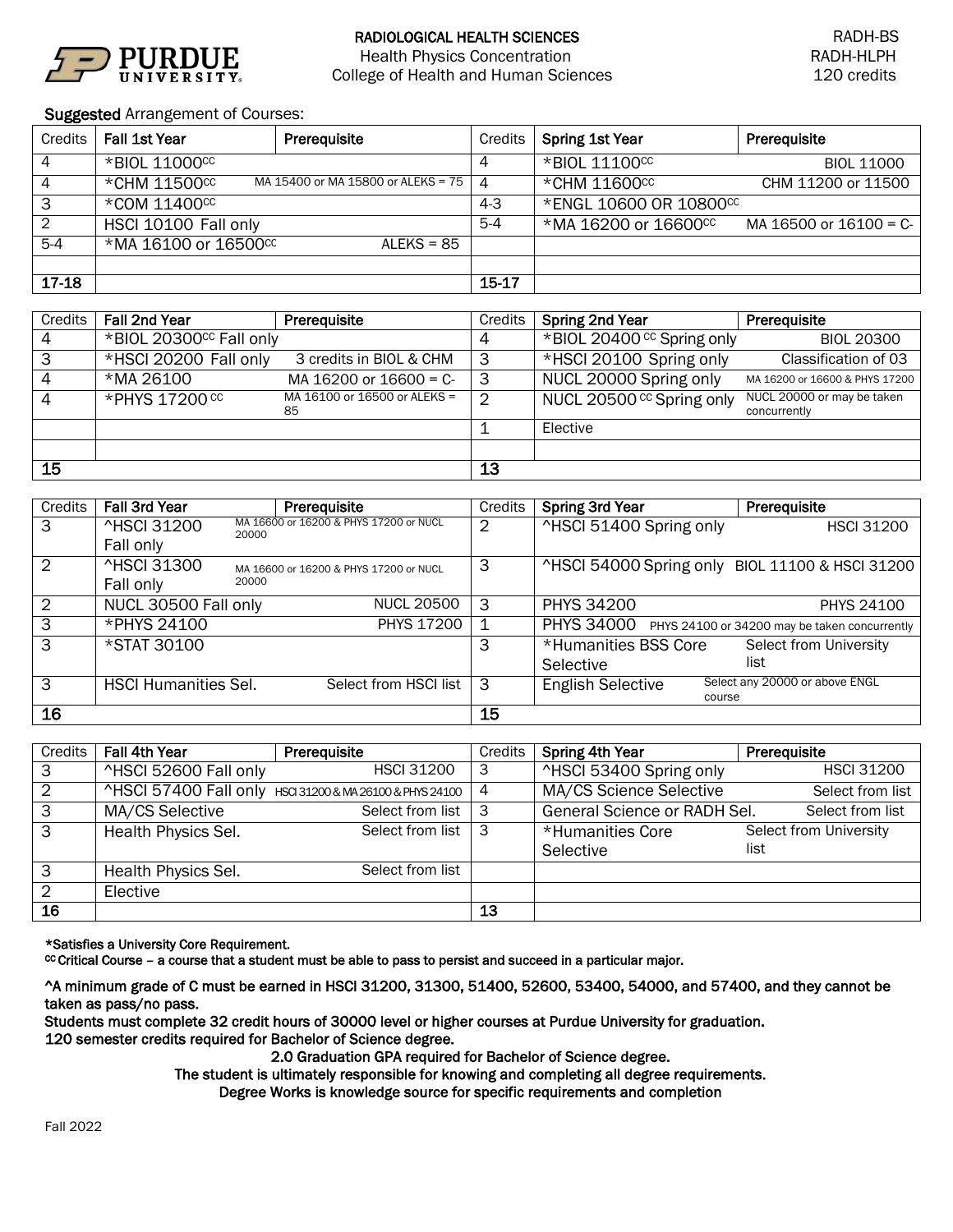# RADIOLOGICAL HEALTH SCIENCES

Health Physics Concentration
College of Health and Human Sciences

RADH-BS
RADH-HLPH
120 credits

**Suggested** Arrangement of Courses:

| Credits | Fall 1st Year | Prerequisite | Credits | Spring 1st Year | Prerequisite |
|---|---|---|---|---|---|
| 4 | *BIOL 11000^CC | | 4 | *BIOL 11100^CC | BIOL 11000 |
| 4 | *CHM 11500^CC | MA 15400 or MA 15800 or ALEKS = 75 | 4 | *CHM 11600^CC | CHM 11200 or 11500 |
| 3 | *COM 11400^CC | | 4-3 | *ENGL 10600 OR 10800^CC | |
| 2 | HSCI 10100 Fall only | | 5-4 | *MA 16200 or 16600^CC | MA 16500 or 16100 = C- |
| 5-4 | *MA 16100 or 16500^CC | ALEKS = 85 | | | |
| | | | | | |
| **17-18** | | | **15-17** | | |

| Credits | Fall 2nd Year | Prerequisite | Credits | Spring 2nd Year | Prerequisite |
|---|---|---|---|---|---|
| 4 | *BIOL 20300^CC Fall only | | 4 | *BIOL 20400^CC Spring only | BIOL 20300 |
| 3 | *HSCI 20200 Fall only | 3 credits in BIOL & CHM | 3 | *HSCI 20100 Spring only | Classification of 03 |
| 4 | *MA 26100 | MA 16200 or 16600 = C- | 3 | NUCL 20000 Spring only | MA 16200 or 16600 & PHYS 17200 |
| 4 | *PHYS 17200^CC | MA 16100 or 16500 or ALEKS = 85 | 2 | NUCL 20500^CC Spring only | NUCL 20000 or may be taken concurrently |
| | | | 1 | Elective | |
| | | | | | |
| **15** | | | **13** | | |

| Credits | Fall 3rd Year | Prerequisite | Credits | Spring 3rd Year | Prerequisite |
|---|---|---|---|---|---|
| 3 | ^HSCI 31200 Fall only | MA 16600 or 16200 & PHYS 17200 or NUCL 20000 | 2 | ^HSCI 51400 Spring only | HSCI 31200 |
| 2 | ^HSCI 31300 Fall only | MA 16600 or 16200 & PHYS 17200 or NUCL 20000 | 3 | ^HSCI 54000 Spring only | BIOL 11100 & HSCI 31200 |
| 2 | NUCL 30500 Fall only | NUCL 20500 | 3 | PHYS 34200 | PHYS 24100 |
| 3 | *PHYS 24100 | PHYS 17200 | 1 | PHYS 34000 | PHYS 24100 or 34200 may be taken concurrently |
| 3 | *STAT 30100 | | 3 | *Humanities BSS Core Selective | Select from University list |
| 3 | HSCI Humanities Sel. | Select from HSCI list | 3 | English Selective | Select any 20000 or above ENGL course |
| **16** | | | **15** | | |

| Credits | Fall 4th Year | Prerequisite | Credits | Spring 4th Year | Prerequisite |
|---|---|---|---|---|---|
| 3 | ^HSCI 52600 Fall only | HSCI 31200 | 3 | ^HSCI 53400 Spring only | HSCI 31200 |
| 2 | ^HSCI 57400 Fall only | HSCI 31200 & MA 26100 & PHYS 24100 | 4 | MA/CS Science Selective | Select from list |
| 3 | MA/CS Selective | Select from list | 3 | General Science or RADH Sel. | Select from list |
| 3 | Health Physics Sel. | Select from list | 3 | *Humanities Core Selective | Select from University list |
| 3 | Health Physics Sel. | Select from list | | | |
| 2 | Elective | | | | |
| **16** | | | **13** | | |

**\*Satisfies a University Core Requirement.**

**^CC Critical Course – a course that a student must be able to pass to persist and succeed in a particular major.**

**^A minimum grade of C must be earned in HSCI 31200, 31300, 51400, 52600, 53400, 54000, and 57400, and they cannot be taken as pass/no pass.**

**Students must complete 32 credit hours of 30000 level or higher courses at Purdue University for graduation.**

**120 semester credits required for Bachelor of Science degree.**

**2.0 Graduation GPA required for Bachelor of Science degree.**

**The student is ultimately responsible for knowing and completing all degree requirements.**

**Degree Works is knowledge source for specific requirements and completion**

Fall 2022